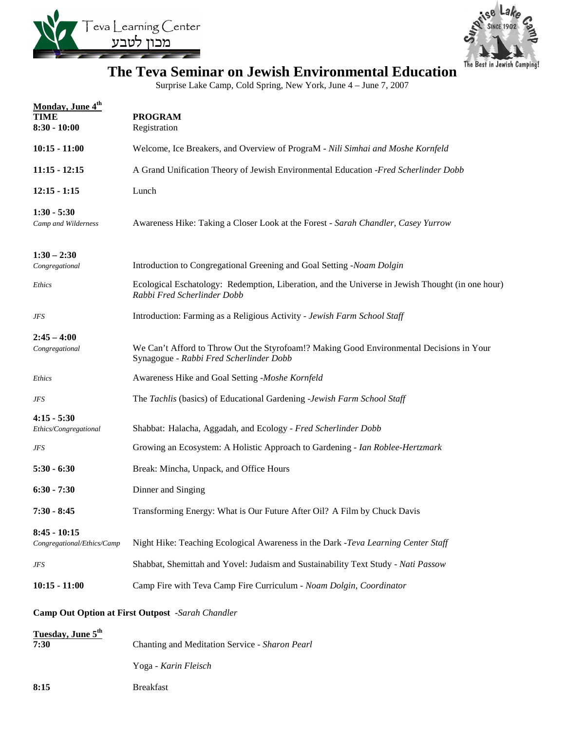Teva Learning Center
מכון לטבע

Surprise Lake Camp
Since 1902
The Best in Jewish Camping!

# The Teva Seminar on Jewish Environmental Education

Surprise Lake Camp, Cold Spring, New York, June 4 – June 7, 2007

**Monday, June 4th**

| TIME | PROGRAM |
|---|---|
| **8:30 - 10:00** | Registration |
| **10:15 - 11:00** | Welcome, Ice Breakers, and Overview of PrograM - *Nili Simhai and Moshe Kornfeld* |
| **11:15 - 12:15** | A Grand Unification Theory of Jewish Environmental Education -*Fred Scherlinder Dobb* |
| **12:15 - 1:15** | Lunch |
| **1:30 - 5:30** *Camp and Wilderness* | Awareness Hike: Taking a Closer Look at the Forest - *Sarah Chandler, Casey Yurrow* |
| **1:30 – 2:30** *Congregational* | Introduction to Congregational Greening and Goal Setting -*Noam Dolgin* |
| *Ethics* | Ecological Eschatology: Redemption, Liberation, and the Universe in Jewish Thought (in one hour) *Rabbi Fred Scherlinder Dobb* |
| *JFS* | Introduction: Farming as a Religious Activity - *Jewish Farm School Staff* |
| **2:45 – 4:00** *Congregational* | We Can't Afford to Throw Out the Styrofoam!? Making Good Environmental Decisions in Your Synagogue - *Rabbi Fred Scherlinder Dobb* |
| *Ethics* | Awareness Hike and Goal Setting -*Moshe Kornfeld* |
| *JFS* | The *Tachlis* (basics) of Educational Gardening -*Jewish Farm School Staff* |
| **4:15 - 5:30** *Ethics/Congregational* | Shabbat: Halacha, Aggadah, and Ecology - *Fred Scherlinder Dobb* |
| *JFS* | Growing an Ecosystem: A Holistic Approach to Gardening - *Ian Roblee-Hertzmark* |
| **5:30 - 6:30** | Break: Mincha, Unpack, and Office Hours |
| **6:30 - 7:30** | Dinner and Singing |
| **7:30 - 8:45** | Transforming Energy: What is Our Future After Oil? A Film by Chuck Davis |
| **8:45 - 10:15** *Congregational/Ethics/Camp* | Night Hike: Teaching Ecological Awareness in the Dark -*Teva Learning Center Staff* |
| *JFS* | Shabbat, Shemittah and Yovel: Judaism and Sustainability Text Study - *Nati Passow* |
| **10:15 - 11:00** | Camp Fire with Teva Camp Fire Curriculum - *Noam Dolgin, Coordinator* |

**Camp Out Option at First Outpost** -*Sarah Chandler*

**Tuesday, June 5th**

| | |
|---|---|
| **7:30** | Chanting and Meditation Service - *Sharon Pearl* |
| | Yoga - *Karin Fleisch* |
| **8:15** | Breakfast |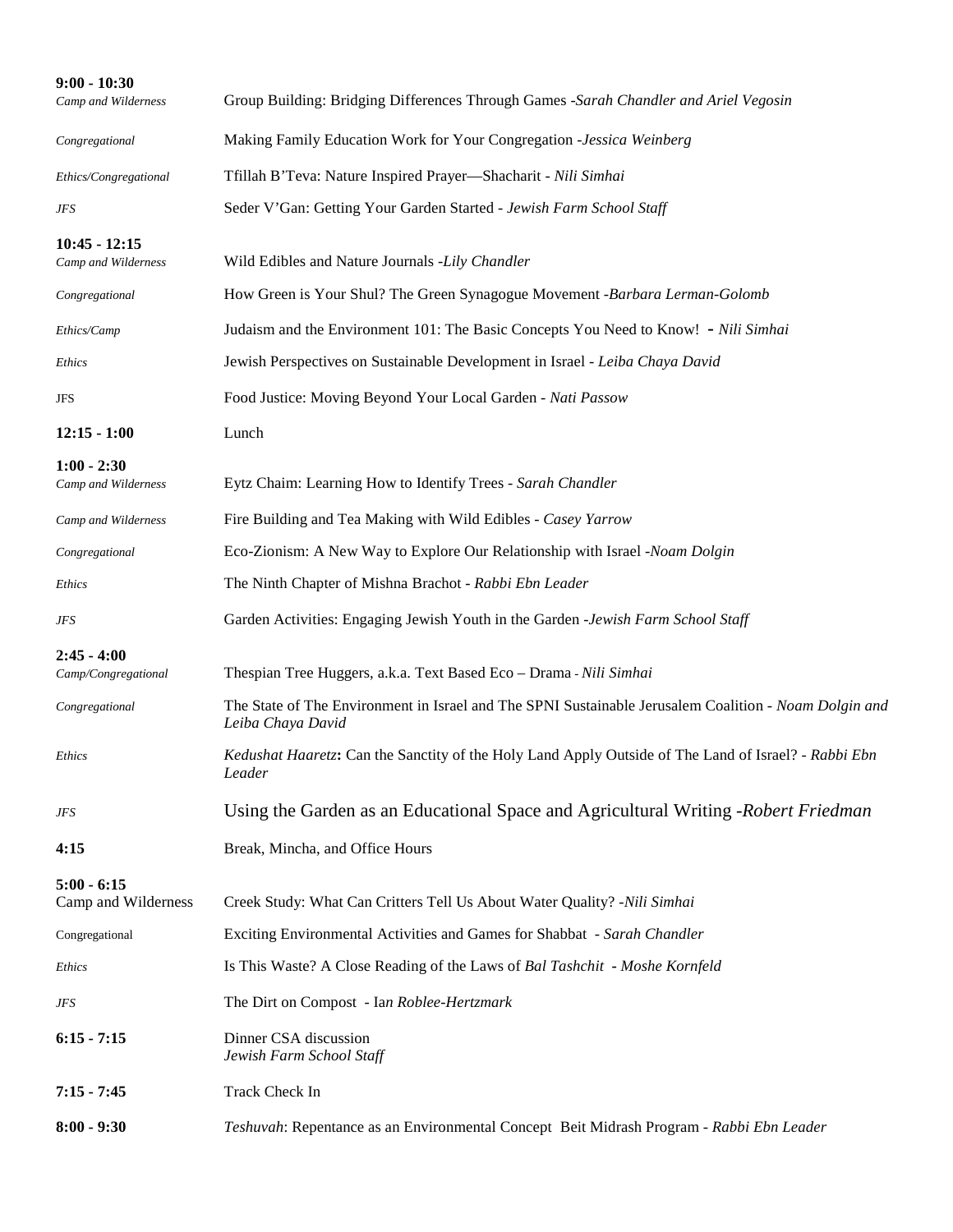| | |
|---|---|
| **9:00 - 10:30** | |
| *Camp and Wilderness* | Group Building: Bridging Differences Through Games -*Sarah Chandler and Ariel Vegosin* |
| *Congregational* | Making Family Education Work for Your Congregation -*Jessica Weinberg* |
| *Ethics/Congregational* | Tfillah B'Teva: Nature Inspired Prayer—Shacharit - *Nili Simhai* |
| *JFS* | Seder V'Gan: Getting Your Garden Started - *Jewish Farm School Staff* |
| **10:45 - 12:15** | |
| *Camp and Wilderness* | Wild Edibles and Nature Journals -*Lily Chandler* |
| *Congregational* | How Green is Your Shul? The Green Synagogue Movement -*Barbara Lerman-Golomb* |
| *Ethics/Camp* | Judaism and the Environment 101: The Basic Concepts You Need to Know! - *Nili Simhai* |
| *Ethics* | Jewish Perspectives on Sustainable Development in Israel - *Leiba Chaya David* |
| JFS | Food Justice: Moving Beyond Your Local Garden - *Nati Passow* |
| **12:15 - 1:00** | Lunch |
| **1:00 - 2:30** | |
| *Camp and Wilderness* | Eytz Chaim: Learning How to Identify Trees - *Sarah Chandler* |
| *Camp and Wilderness* | Fire Building and Tea Making with Wild Edibles - *Casey Yarrow* |
| *Congregational* | Eco-Zionism: A New Way to Explore Our Relationship with Israel -*Noam Dolgin* |
| *Ethics* | The Ninth Chapter of Mishna Brachot - *Rabbi Ebn Leader* |
| *JFS* | Garden Activities: Engaging Jewish Youth in the Garden -*Jewish Farm School Staff* |
| **2:45 - 4:00** | |
| *Camp/Congregational* | Thespian Tree Huggers, a.k.a. Text Based Eco – Drama - *Nili Simhai* |
| *Congregational* | The State of The Environment in Israel and The SPNI Sustainable Jerusalem Coalition - *Noam Dolgin and Leiba Chaya David* |
| *Ethics* | *Kedushat Haaretz*: Can the Sanctity of the Holy Land Apply Outside of The Land of Israel? - *Rabbi Ebn Leader* |
| *JFS* | Using the Garden as an Educational Space and Agricultural Writing -*Robert Friedman* |
| **4:15** | Break, Mincha, and Office Hours |
| **5:00 - 6:15** | |
| Camp and Wilderness | Creek Study: What Can Critters Tell Us About Water Quality? -*Nili Simhai* |
| Congregational | Exciting Environmental Activities and Games for Shabbat - *Sarah Chandler* |
| *Ethics* | Is This Waste? A Close Reading of the Laws of *Bal Tashchit* - *Moshe Kornfeld* |
| *JFS* | The Dirt on Compost - I*an Roblee-Hertzmark* |
| **6:15 - 7:15** | Dinner CSA discussion *Jewish Farm School Staff* |
| **7:15 - 7:45** | Track Check In |
| **8:00 - 9:30** | *Teshuvah*: Repentance as an Environmental Concept Beit Midrash Program - *Rabbi Ebn Leader* |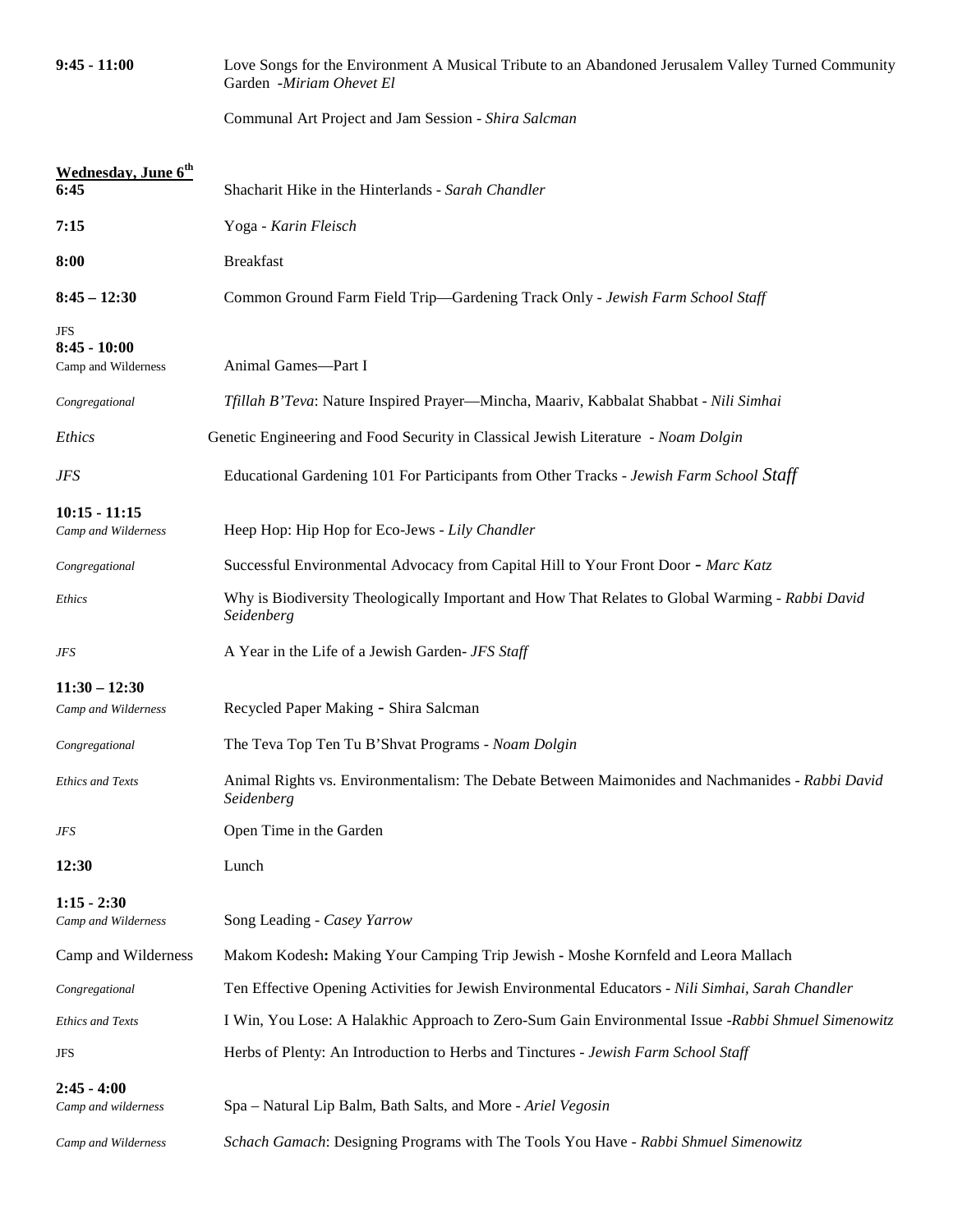**9:45 - 11:00** Love Songs for the Environment A Musical Tribute to an Abandoned Jerusalem Valley Turned Community Garden -*Miriam Ohevet El*

Communal Art Project and Jam Session - *Shira Salcman*

**Wednesday, June 6th**

**6:45** Shacharit Hike in the Hinterlands - *Sarah Chandler*

**7:15** Yoga - *Karin Fleisch*

**8:00** Breakfast

**8:45 – 12:30** Common Ground Farm Field Trip—Gardening Track Only - *Jewish Farm School Staff*

JFS

**8:45 - 10:00**

Camp and Wilderness Animal Games—Part I

*Congregational* *Tfillah B'Teva*: Nature Inspired Prayer—Mincha, Maariv, Kabbalat Shabbat - *Nili Simhai*

*Ethics* Genetic Engineering and Food Security in Classical Jewish Literature - *Noam Dolgin*

*JFS* Educational Gardening 101 For Participants from Other Tracks - *Jewish Farm School Staff*

**10:15 - 11:15**

*Camp and Wilderness* Heep Hop: Hip Hop for Eco-Jews - *Lily Chandler*

*Congregational* Successful Environmental Advocacy from Capital Hill to Your Front Door - *Marc Katz*

*Ethics* Why is Biodiversity Theologically Important and How That Relates to Global Warming - *Rabbi David Seidenberg*

*JFS* A Year in the Life of a Jewish Garden- *JFS Staff*

**11:30 – 12:30**

*Camp and Wilderness* Recycled Paper Making - Shira Salcman

*Congregational* The Teva Top Ten Tu B'Shvat Programs - *Noam Dolgin*

*Ethics and Texts* Animal Rights vs. Environmentalism: The Debate Between Maimonides and Nachmanides - *Rabbi David Seidenberg*

*JFS* Open Time in the Garden

**12:30** Lunch

**1:15 - 2:30**

*Camp and Wilderness* Song Leading - *Casey Yarrow*

Camp and Wilderness Makom Kodesh**:** Making Your Camping Trip Jewish **-** Moshe Kornfeld and Leora Mallach

*Congregational* Ten Effective Opening Activities for Jewish Environmental Educators - *Nili Simhai, Sarah Chandler*

*Ethics and Texts* I Win, You Lose: A Halakhic Approach to Zero-Sum Gain Environmental Issue -*Rabbi Shmuel Simenowitz*

JFS Herbs of Plenty: An Introduction to Herbs and Tinctures - *Jewish Farm School Staff*

**2:45 - 4:00**

*Camp and wilderness* Spa – Natural Lip Balm, Bath Salts, and More - *Ariel Vegosin*

*Camp and Wilderness* *Schach Gamach*: Designing Programs with The Tools You Have - *Rabbi Shmuel Simenowitz*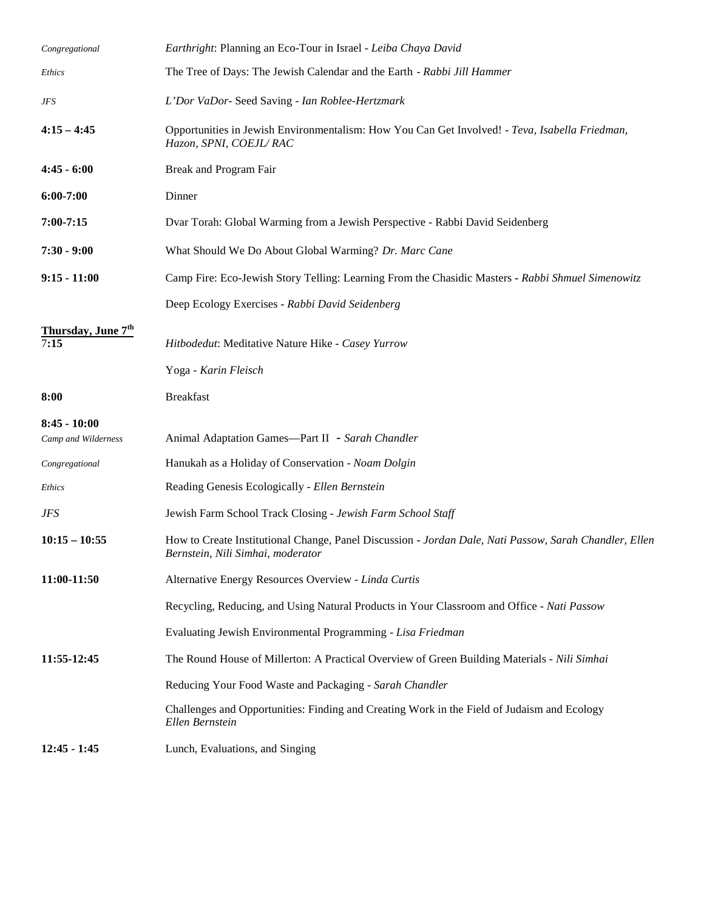| | |
|---|---|
| *Congregational* | *Earthright*: Planning an Eco-Tour in Israel - *Leiba Chaya David* |
| *Ethics* | The Tree of Days: The Jewish Calendar and the Earth - *Rabbi Jill Hammer* |
| *JFS* | *L'Dor VaDor*- Seed Saving - *Ian Roblee-Hertzmark* |
| **4:15 – 4:45** | Opportunities in Jewish Environmentalism: How You Can Get Involved! - *Teva, Isabella Friedman, Hazon, SPNI, COEJL/ RAC* |
| **4:45 - 6:00** | Break and Program Fair |
| **6:00-7:00** | Dinner |
| **7:00-7:15** | Dvar Torah: Global Warming from a Jewish Perspective - Rabbi David Seidenberg |
| **7:30 - 9:00** | What Should We Do About Global Warming? *Dr. Marc Cane* |
| **9:15 - 11:00** | Camp Fire: Eco-Jewish Story Telling: Learning From the Chasidic Masters - *Rabbi Shmuel Simenowitz* |
| | Deep Ecology Exercises - *Rabbi David Seidenberg* |

**Thursday, June 7th**

| | |
|---|---|
| **7:15** | *Hitbodedut*: Meditative Nature Hike - *Casey Yurrow* |
| | Yoga - *Karin Fleisch* |
| **8:00** | Breakfast |
| **8:45 - 10:00** | |
| *Camp and Wilderness* | Animal Adaptation Games—Part II - *Sarah Chandler* |
| *Congregational* | Hanukah as a Holiday of Conservation - *Noam Dolgin* |
| *Ethics* | Reading Genesis Ecologically - *Ellen Bernstein* |
| *JFS* | Jewish Farm School Track Closing - *Jewish Farm School Staff* |
| **10:15 – 10:55** | How to Create Institutional Change, Panel Discussion - *Jordan Dale, Nati Passow, Sarah Chandler, Ellen Bernstein, Nili Simhai, moderator* |
| **11:00-11:50** | Alternative Energy Resources Overview - *Linda Curtis* |
| | Recycling, Reducing, and Using Natural Products in Your Classroom and Office - *Nati Passow* |
| | Evaluating Jewish Environmental Programming - *Lisa Friedman* |
| **11:55-12:45** | The Round House of Millerton: A Practical Overview of Green Building Materials - *Nili Simhai* |
| | Reducing Your Food Waste and Packaging - *Sarah Chandler* |
| | Challenges and Opportunities: Finding and Creating Work in the Field of Judaism and Ecology *Ellen Bernstein* |
| **12:45 - 1:45** | Lunch, Evaluations, and Singing |